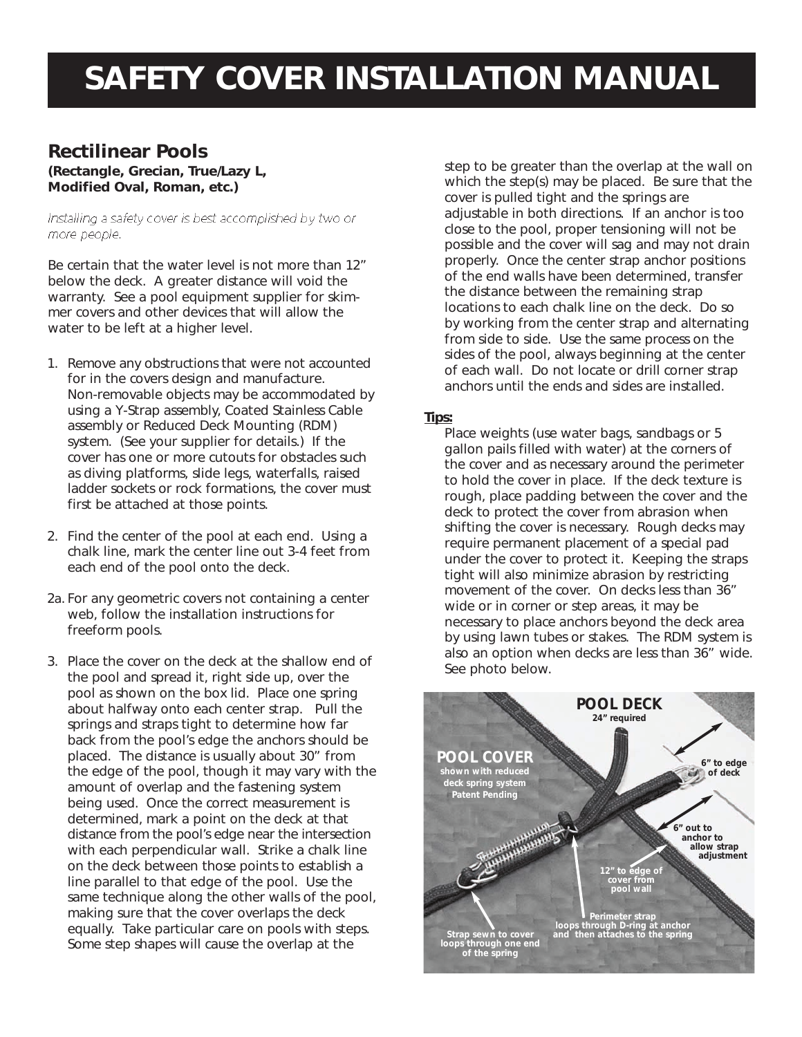# SAFETY COVER INSTALLATION MANUAL

## Rectilinear Pools

**(Rectangle, Grecian, True/Lazy L, Modified Oval, Roman, etc.)**

*Installing a safety cover is best accomplished by two or more people.*

Be certain that the water level is not more than 12" below the deck. A greater distance will void the warranty. See a pool equipment supplier for skimmer covers and other devices that will allow the water to be left at a higher level.

1. Remove any obstructions that were not accounted for in the covers design and manufacture. Non-removable objects may be accommodated by using a Y-Strap assembly, Coated Stainless Cable assembly or Reduced Deck Mounting (RDM) system. (See your supplier for details.) If the cover has one or more cutouts for obstacles such as diving platforms, slide legs, waterfalls, raised ladder sockets or rock formations, the cover must first be attached at those points.

2. Find the center of the pool at each end. Using a chalk line, mark the center line out 3-4 feet from each end of the pool onto the deck.

2a. For any geometric covers not containing a center web, follow the installation instructions for freeform pools.

3. Place the cover on the deck at the shallow end of the pool and spread it, right side up, over the pool as shown on the box lid. Place one spring about halfway onto each center strap. Pull the springs and straps tight to determine how far back from the pool's edge the anchors should be placed. The distance is usually about 30" from the edge of the pool, though it may vary with the amount of overlap and the fastening system being used. Once the correct measurement is determined, mark a point on the deck at that distance from the pool's edge near the intersection with each perpendicular wall. Strike a chalk line on the deck between those points to establish a line parallel to that edge of the pool. Use the same technique along the other walls of the pool, making sure that the cover overlaps the deck equally. Take particular care on pools with steps. Some step shapes will cause the overlap at the step to be greater than the overlap at the wall on which the step(s) may be placed. Be sure that the cover is pulled tight and the springs are adjustable in both directions. If an anchor is too close to the pool, proper tensioning will not be possible and the cover will sag and may not drain properly. Once the center strap anchor positions of the end walls have been determined, transfer the distance between the remaining strap locations to each chalk line on the deck. Do so by working from the center strap and alternating from side to side. Use the same process on the sides of the pool, always beginning at the center of each wall. Do not locate or drill corner strap anchors until the ends and sides are installed.

**Tips:**

Place weights (use water bags, sandbags or 5 gallon pails filled with water) at the corners of the cover and as necessary around the perimeter to hold the cover in place. If the deck texture is rough, place padding between the cover and the deck to protect the cover from abrasion when shifting the cover is necessary. Rough decks may require permanent placement of a special pad under the cover to protect it. Keeping the straps tight will also minimize abrasion by restricting movement of the cover. On decks less than 36" wide or in corner or step areas, it may be necessary to place anchors beyond the deck area by using lawn tubes or stakes. The RDM system is also an option when decks are less than 36" wide. See photo below.

POOL DECK
24" required

POOL COVER
shown with reduced deck spring system
Patent Pending

6" to edge of deck

6" out to anchor to allow strap adjustment

12" to edge of cover from pool wall

Perimeter strap loops through D-ring at anchor and then attaches to the spring

Strap sewn to cover loops through one end of the spring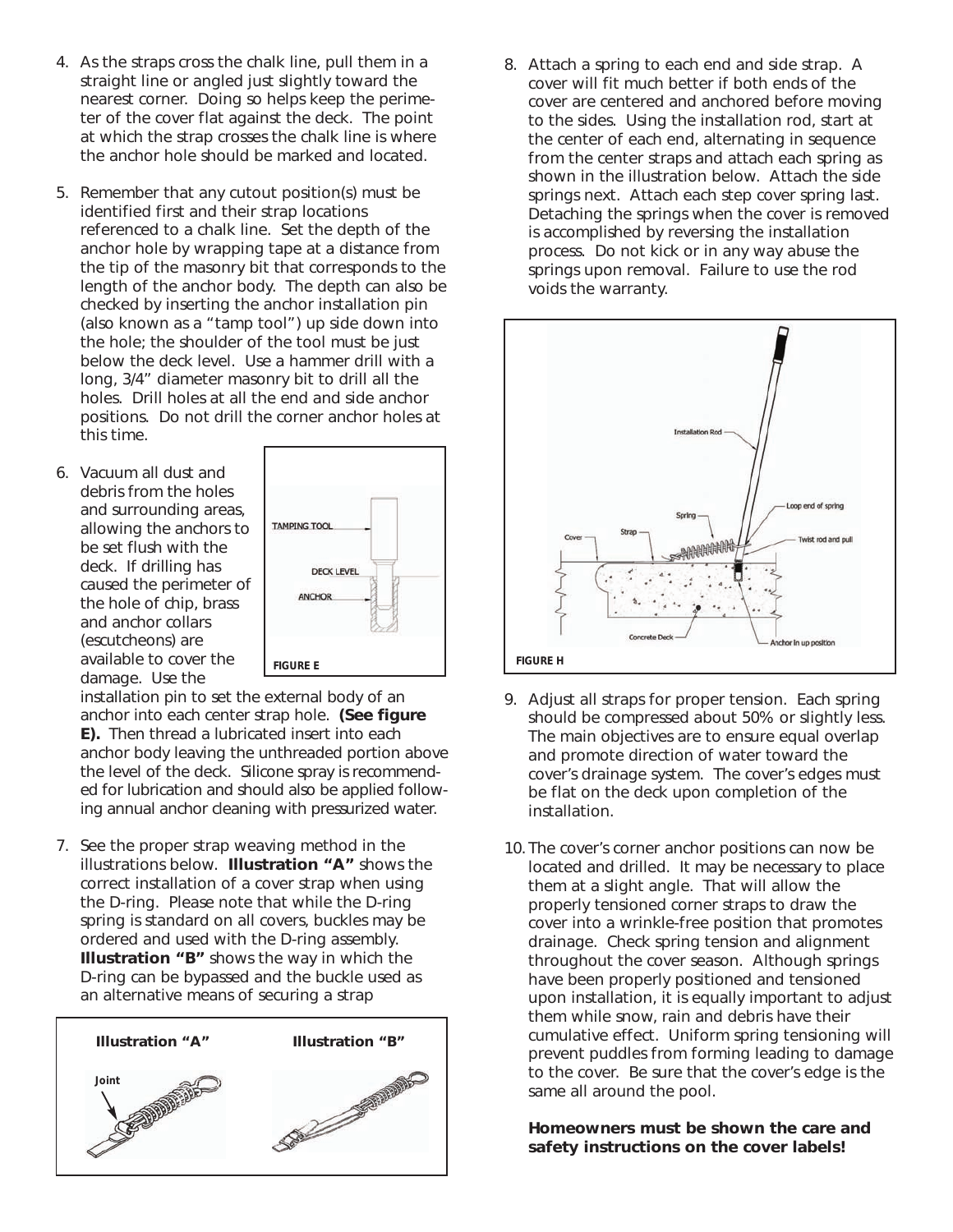4. As the straps cross the chalk line, pull them in a straight line or angled just slightly toward the nearest corner. Doing so helps keep the perimeter of the cover flat against the deck. The point at which the strap crosses the chalk line is where the anchor hole should be marked and located.

5. Remember that any cutout position(s) must be identified first and their strap locations referenced to a chalk line. Set the depth of the anchor hole by wrapping tape at a distance from the tip of the masonry bit that corresponds to the length of the anchor body. The depth can also be checked by inserting the anchor installation pin (also known as a "tamp tool") up side down into the hole; the shoulder of the tool must be just below the deck level. Use a hammer drill with a long, 3/4" diameter masonry bit to drill all the holes. Drill holes at all the end and side anchor positions. Do not drill the corner anchor holes at this time.

6. Vacuum all dust and debris from the holes and surrounding areas, allowing the anchors to be set flush with the deck. If drilling has caused the perimeter of the hole of chip, brass and anchor collars (escutcheons) are available to cover the damage. Use the installation pin to set the external body of an anchor into each center strap hole. **(See figure E).** Then thread a lubricated insert into each anchor body leaving the unthreaded portion above the level of the deck. Silicone spray is recommended for lubrication and should also be applied following annual anchor cleaning with pressurized water.

TAMPING TOOL

DECK LEVEL

ANCHOR

FIGURE E

7. See the proper strap weaving method in the illustrations below. **Illustration "A"** shows the correct installation of a cover strap when using the D-ring. Please note that while the D-ring spring is standard on all covers, buckles may be ordered and used with the D-ring assembly. **Illustration "B"** shows the way in which the D-ring can be bypassed and the buckle used as an alternative means of securing a strap

**Illustration "A"** | **Illustration "B"**

Joint

8. Attach a spring to each end and side strap. A cover will fit much better if both ends of the cover are centered and anchored before moving to the sides. Using the installation rod, start at the center of each end, alternating in sequence from the center straps and attach each spring as shown in the illustration below. Attach the side springs next. Attach each step cover spring last. Detaching the springs when the cover is removed is accomplished by reversing the installation process. Do not kick or in any way abuse the springs upon removal. Failure to use the rod voids the warranty.

Installation Rod

Spring

Loop end of spring

Cover

Strap

Twist rod and pull

Concrete Deck

Anchor in up position

FIGURE H

9. Adjust all straps for proper tension. Each spring should be compressed about 50% or slightly less. The main objectives are to ensure equal overlap and promote direction of water toward the cover's drainage system. The cover's edges must be flat on the deck upon completion of the installation.

10. The cover's corner anchor positions can now be located and drilled. It may be necessary to place them at a slight angle. That will allow the properly tensioned corner straps to draw the cover into a wrinkle-free position that promotes drainage. Check spring tension and alignment throughout the cover season. Although springs have been properly positioned and tensioned upon installation, it is equally important to adjust them while snow, rain and debris have their cumulative effect. Uniform spring tensioning will prevent puddles from forming leading to damage to the cover. Be sure that the cover's edge is the same all around the pool.

    **Homeowners must be shown the care and safety instructions on the cover labels!**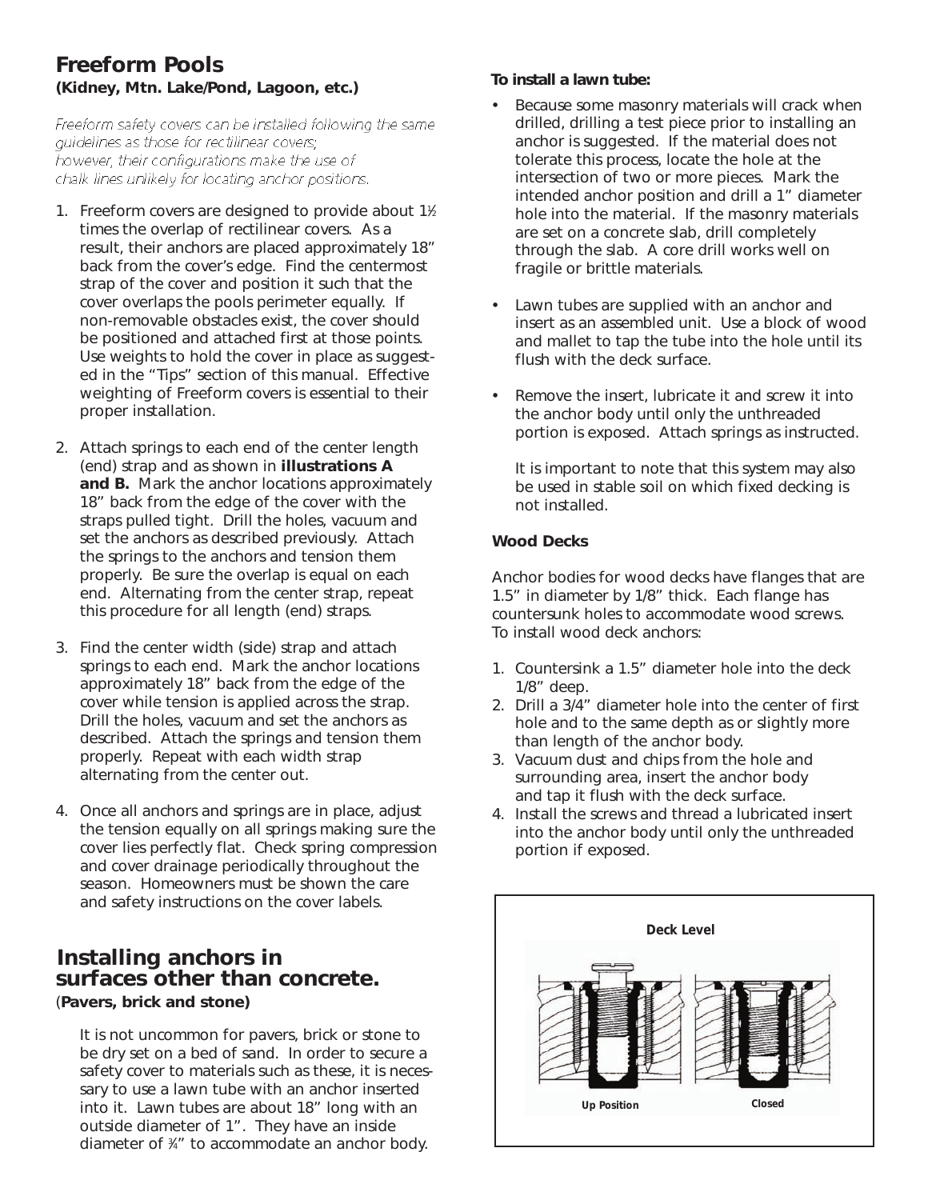## Freeform Pools

**(Kidney, Mtn. Lake/Pond, Lagoon, etc.)**

*Freeform safety covers can be installed following the same guidelines as those for rectilinear covers; however, their configurations make the use of chalk lines unlikely for locating anchor positions.*

1. Freeform covers are designed to provide about 1½ times the overlap of rectilinear covers. As a result, their anchors are placed approximately 18" back from the cover's edge. Find the centermost strap of the cover and position it such that the cover overlaps the pools perimeter equally. If non-removable obstacles exist, the cover should be positioned and attached first at those points. Use weights to hold the cover in place as suggested in the "Tips" section of this manual. Effective weighting of Freeform covers is essential to their proper installation.
2. Attach springs to each end of the center length (end) strap and as shown in **illustrations A and B.** Mark the anchor locations approximately 18" back from the edge of the cover with the straps pulled tight. Drill the holes, vacuum and set the anchors as described previously. Attach the springs to the anchors and tension them properly. Be sure the overlap is equal on each end. Alternating from the center strap, repeat this procedure for all length (end) straps.
3. Find the center width (side) strap and attach springs to each end. Mark the anchor locations approximately 18" back from the edge of the cover while tension is applied across the strap. Drill the holes, vacuum and set the anchors as described. Attach the springs and tension them properly. Repeat with each width strap alternating from the center out.
4. Once all anchors and springs are in place, adjust the tension equally on all springs making sure the cover lies perfectly flat. Check spring compression and cover drainage periodically throughout the season. Homeowners must be shown the care and safety instructions on the cover labels.

## Installing anchors in surfaces other than concrete.

(**Pavers, brick and stone)**

It is not uncommon for pavers, brick or stone to be dry set on a bed of sand. In order to secure a safety cover to materials such as these, it is necessary to use a lawn tube with an anchor inserted into it. Lawn tubes are about 18" long with an outside diameter of 1". They have an inside diameter of ¾" to accommodate an anchor body.

**To install a lawn tube:**

- Because some masonry materials will crack when drilled, drilling a test piece prior to installing an anchor is suggested. If the material does not tolerate this process, locate the hole at the intersection of two or more pieces. Mark the intended anchor position and drill a 1" diameter hole into the material. If the masonry materials are set on a concrete slab, drill completely through the slab. A core drill works well on fragile or brittle materials.
- Lawn tubes are supplied with an anchor and insert as an assembled unit. Use a block of wood and mallet to tap the tube into the hole until its flush with the deck surface.
- Remove the insert, lubricate it and screw it into the anchor body until only the unthreaded portion is exposed. Attach springs as instructed.

  It is important to note that this system may also be used in stable soil on which fixed decking is not installed.

**Wood Decks**

Anchor bodies for wood decks have flanges that are 1.5" in diameter by 1/8" thick. Each flange has countersunk holes to accommodate wood screws. To install wood deck anchors:

1. Countersink a 1.5" diameter hole into the deck 1/8" deep.
2. Drill a 3/4" diameter hole into the center of first hole and to the same depth as or slightly more than length of the anchor body.
3. Vacuum dust and chips from the hole and surrounding area, insert the anchor body and tap it flush with the deck surface.
4. Install the screws and thread a lubricated insert into the anchor body until only the unthreaded portion if exposed.

Deck Level

Up Position    Closed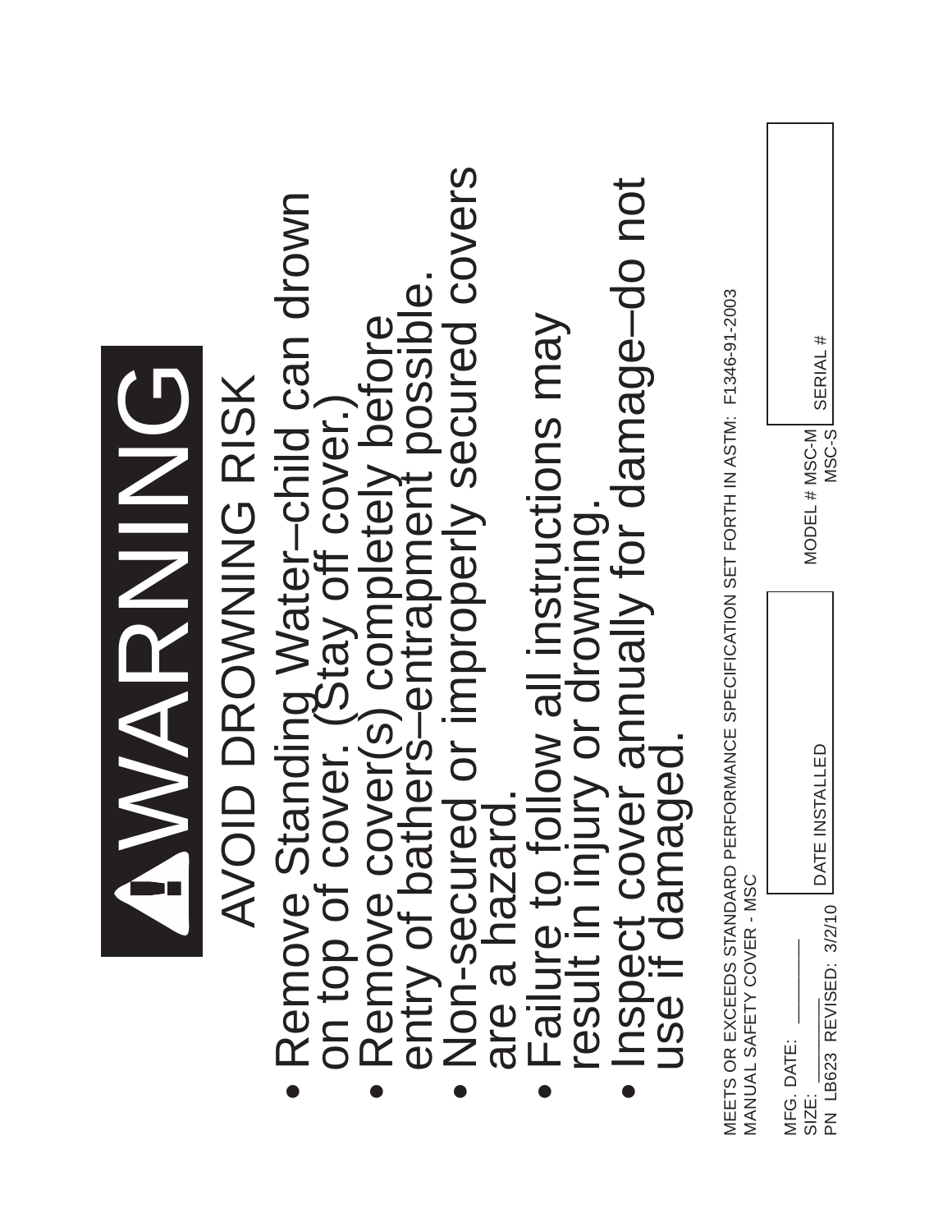# ⚠ WARNING

## AVOID DROWNING RISK

- Remove Standing Water–child can drown on top of cover. (Stay off cover.)
- Remove cover(s) completely before entry of bathers–entrapment possible.
- Non-secured or improperly secured covers are a hazard.
- Failure to follow all instructions may result in injury or drowning.
- Inspect cover annually for damage–do not use if damaged.

MEETS OR EXCEEDS STANDARD PERFORMANCE SPECIFICATION SET FORTH IN ASTM: F1346-91-2003
MANUAL SAFETY COVER - MSC

MFG. DATE: ________
SIZE: ________
PN LB623 REVISED: 3/2/10

DATE INSTALLED

MODEL # MSC-M
MSC-S

SERIAL #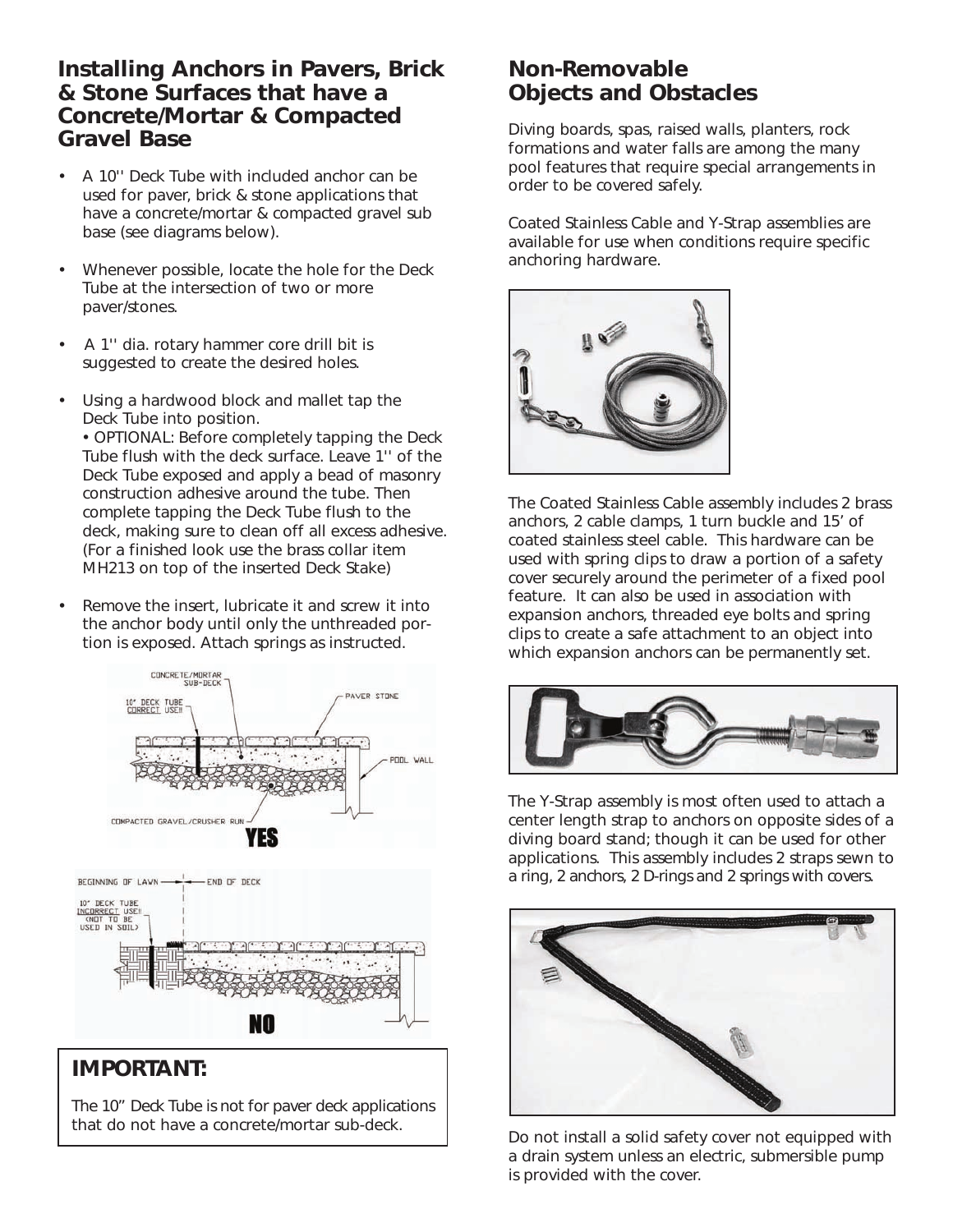## Installing Anchors in Pavers, Brick & Stone Surfaces that have a Concrete/Mortar & Compacted Gravel Base

- A 10'' Deck Tube with included anchor can be used for paver, brick & stone applications that have a concrete/mortar & compacted gravel sub base (see diagrams below).
- Whenever possible, locate the hole for the Deck Tube at the intersection of two or more paver/stones.
- A 1'' dia. rotary hammer core drill bit is suggested to create the desired holes.
- Using a hardwood block and mallet tap the Deck Tube into position.
  • OPTIONAL: Before completely tapping the Deck Tube flush with the deck surface. Leave 1'' of the Deck Tube exposed and apply a bead of masonry construction adhesive around the tube. Then complete tapping the Deck Tube flush to the deck, making sure to clean off all excess adhesive. (For a finished look use the brass collar item MH213 on top of the inserted Deck Stake)
- Remove the insert, lubricate it and screw it into the anchor body until only the unthreaded portion is exposed. Attach springs as instructed.

CONCRETE/MORTAR SUB-DECK
10" DECK TUBE CORRECT USE!!
PAVER STONE
POOL WALL
COMPACTED GRAVEL/CRUSHER RUN
**YES**

BEGINNING OF LAWN — END OF DECK
10" DECK TUBE INCORRECT USE!! (NOT TO BE USED IN SOIL)
**NO**

### IMPORTANT:

The 10" Deck Tube is not for paver deck applications that do not have a concrete/mortar sub-deck.

## Non-Removable Objects and Obstacles

Diving boards, spas, raised walls, planters, rock formations and water falls are among the many pool features that require special arrangements in order to be covered safely.

Coated Stainless Cable and Y-Strap assemblies are available for use when conditions require specific anchoring hardware.

The Coated Stainless Cable assembly includes 2 brass anchors, 2 cable clamps, 1 turn buckle and 15' of coated stainless steel cable. This hardware can be used with spring clips to draw a portion of a safety cover securely around the perimeter of a fixed pool feature. It can also be used in association with expansion anchors, threaded eye bolts and spring clips to create a safe attachment to an object into which expansion anchors can be permanently set.

The Y-Strap assembly is most often used to attach a center length strap to anchors on opposite sides of a diving board stand; though it can be used for other applications. This assembly includes 2 straps sewn to a ring, 2 anchors, 2 D-rings and 2 springs with covers.

Do not install a solid safety cover not equipped with a drain system unless an electric, submersible pump is provided with the cover.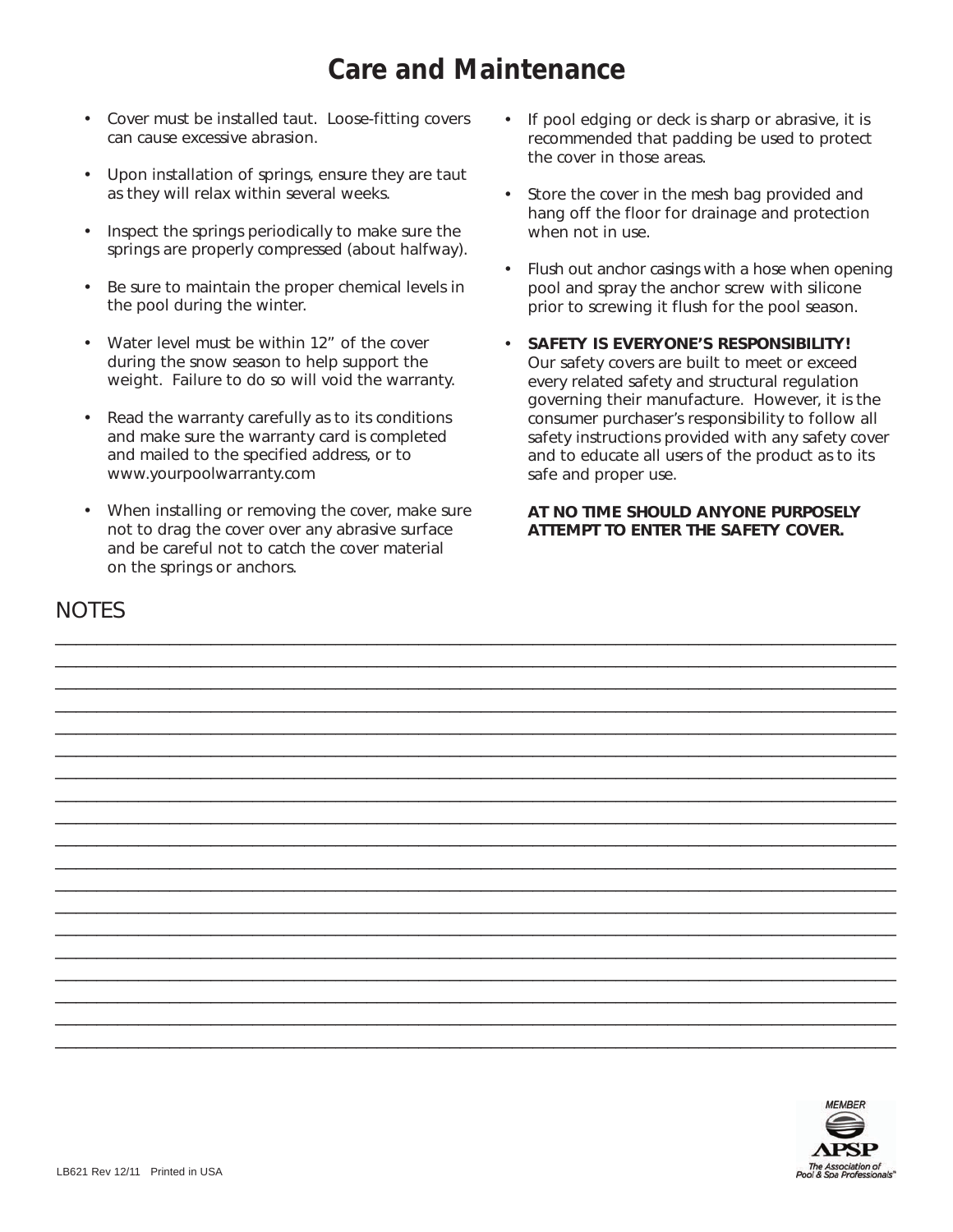# Care and Maintenance

- Cover must be installed taut. Loose-fitting covers can cause excessive abrasion.
- Upon installation of springs, ensure they are taut as they will relax within several weeks.
- Inspect the springs periodically to make sure the springs are properly compressed (about halfway).
- Be sure to maintain the proper chemical levels in the pool during the winter.
- Water level must be within 12” of the cover during the snow season to help support the weight. Failure to do so will void the warranty.
- Read the warranty carefully as to its conditions and make sure the warranty card is completed and mailed to the specified address, or to www.yourpoolwarranty.com
- When installing or removing the cover, make sure not to drag the cover over any abrasive surface and be careful not to catch the cover material on the springs or anchors.
- If pool edging or deck is sharp or abrasive, it is recommended that padding be used to protect the cover in those areas.
- Store the cover in the mesh bag provided and hang off the floor for drainage and protection when not in use.
- Flush out anchor casings with a hose when opening pool and spray the anchor screw with silicone prior to screwing it flush for the pool season.
- **SAFETY IS EVERYONE’S RESPONSIBILITY!** Our safety covers are built to meet or exceed every related safety and structural regulation governing their manufacture. However, it is the consumer purchaser’s responsibility to follow all safety instructions provided with any safety cover and to educate all users of the product as to its safe and proper use.

  **AT NO TIME SHOULD ANYONE PURPOSELY ATTEMPT TO ENTER THE SAFETY COVER.**

## NOTES

LB621 Rev 12/11 Printed in USA

MEMBER APSP The Association of Pool & Spa Professionals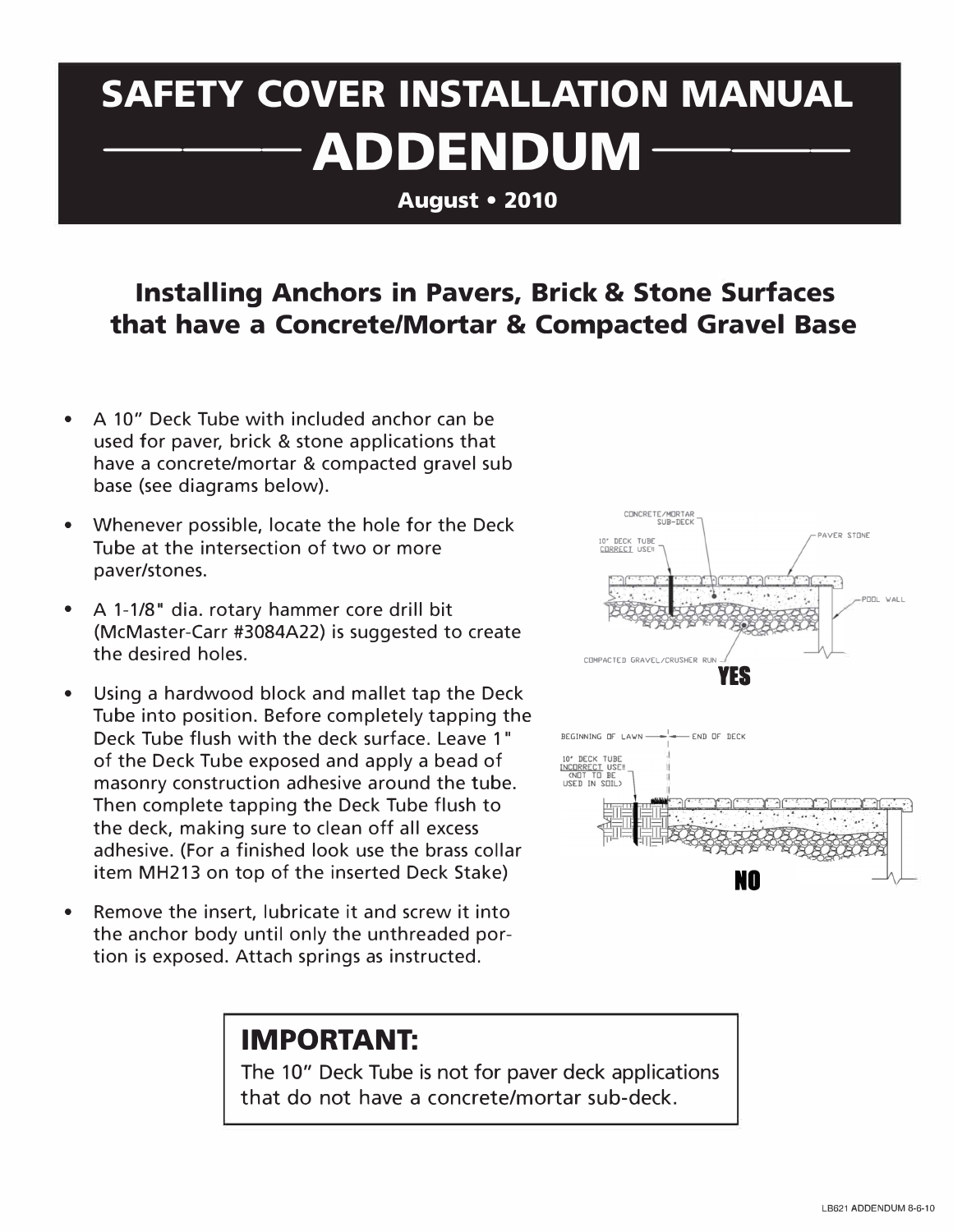# SAFETY COVER INSTALLATION MANUAL

# ADDENDUM

**August • 2010**

## Installing Anchors in Pavers, Brick & Stone Surfaces that have a Concrete/Mortar & Compacted Gravel Base

- A 10" Deck Tube with included anchor can be used for paver, brick & stone applications that have a concrete/mortar & compacted gravel sub base (see diagrams below).
- Whenever possible, locate the hole for the Deck Tube at the intersection of two or more paver/stones.
- A 1-1/8" dia. rotary hammer core drill bit (McMaster-Carr #3084A22) is suggested to create the desired holes.
- Using a hardwood block and mallet tap the Deck Tube into position. Before completely tapping the Deck Tube flush with the deck surface. Leave 1" of the Deck Tube exposed and apply a bead of masonry construction adhesive around the tube. Then complete tapping the Deck Tube flush to the deck, making sure to clean off all excess adhesive. (For a finished look use the brass collar item MH213 on top of the inserted Deck Stake)
- Remove the insert, lubricate it and screw it into the anchor body until only the unthreaded portion is exposed. Attach springs as instructed.

CONCRETE/MORTAR SUB-DECK
10" DECK TUBE CORRECT USE!!
PAVER STONE
POOL WALL
COMPACTED GRAVEL/CRUSHER RUN

**YES**

BEGINNING OF LAWN
END OF DECK
10" DECK TUBE INCORRECT USE!! (NOT TO BE USED IN SOIL)

**NO**

> **IMPORTANT:**
> The 10" Deck Tube is not for paver deck applications that do not have a concrete/mortar sub-deck.

LB621 ADDENDUM 8-6-10